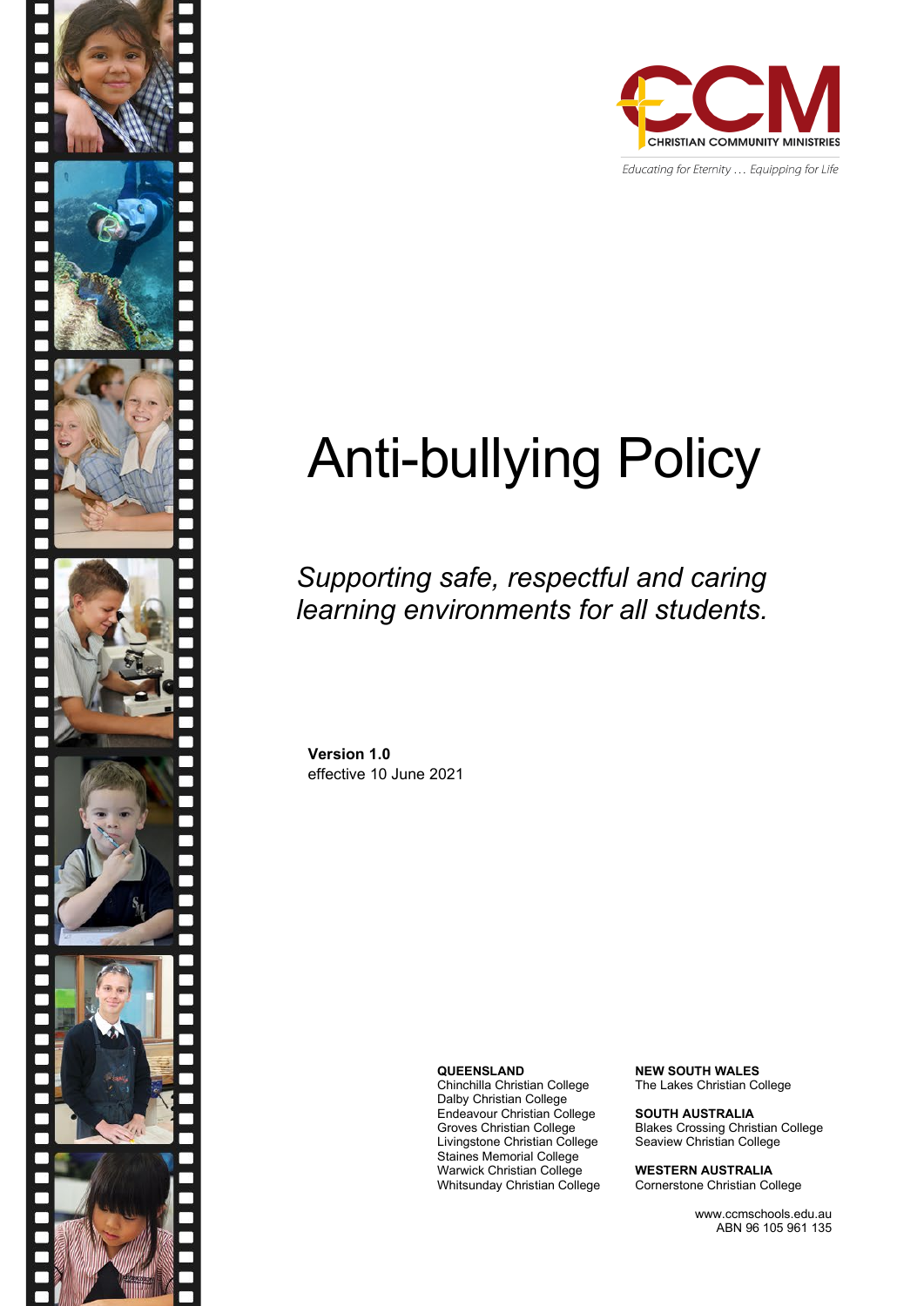CHRISTIAN COMMUNITY MINISTRIES

*Educating for Eternity … Equipping for Life*

# Anti-bullying Policy

*Supporting safe, respectful and caring learning environments for all students.*

**Version 1.0**
effective 10 June 2021

**QUEENSLAND**
Chinchilla Christian College
Dalby Christian College
Endeavour Christian College
Groves Christian College
Livingstone Christian College
Staines Memorial College
Warwick Christian College
Whitsunday Christian College

**NEW SOUTH WALES**
The Lakes Christian College

**SOUTH AUSTRALIA**
Blakes Crossing Christian College
Seaview Christian College

**WESTERN AUSTRALIA**
Cornerstone Christian College

www.ccmschools.edu.au
ABN 96 105 961 135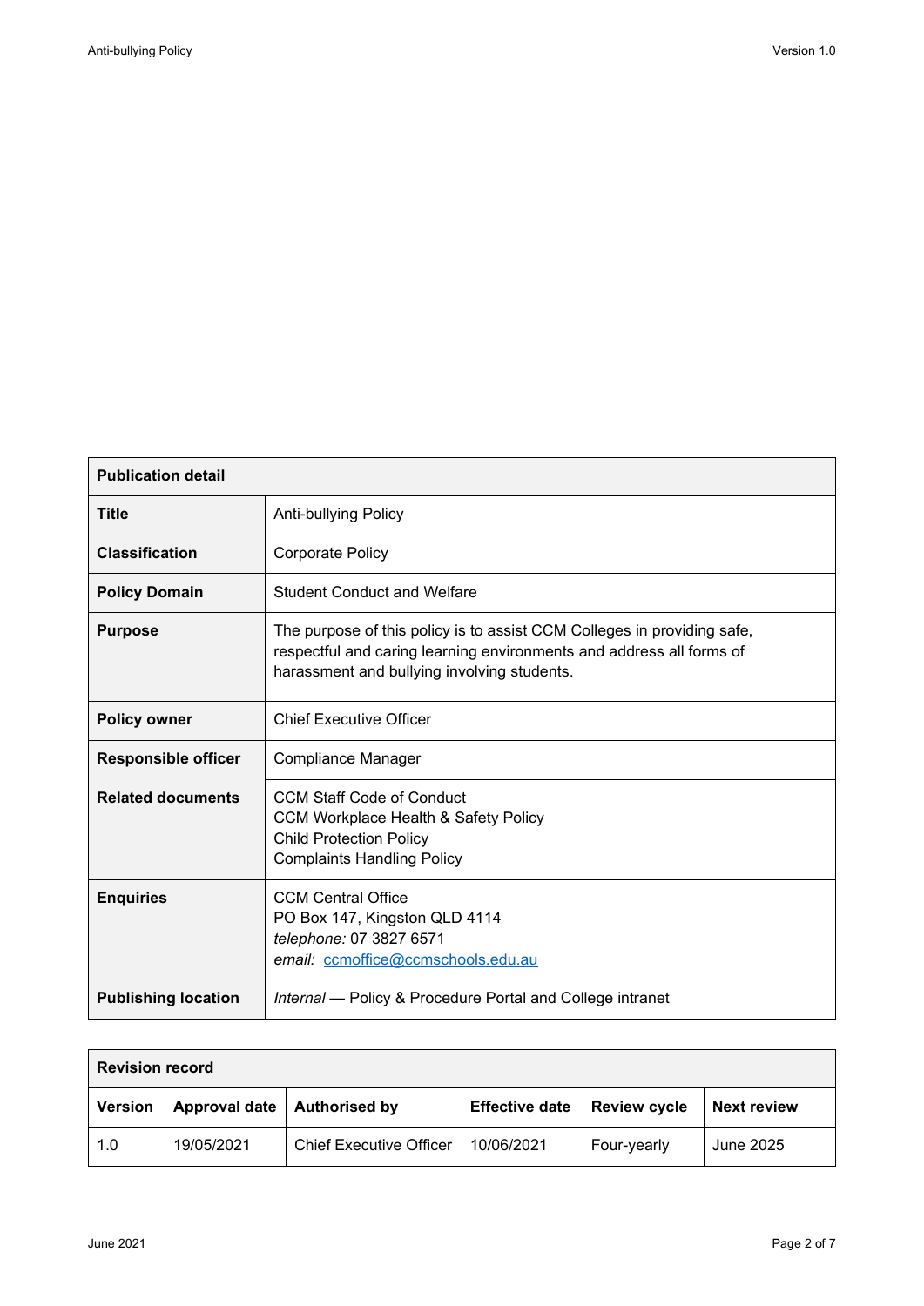| Publication detail | |
|---|---|
| **Title** | Anti-bullying Policy |
| **Classification** | Corporate Policy |
| **Policy Domain** | Student Conduct and Welfare |
| **Purpose** | The purpose of this policy is to assist CCM Colleges in providing safe, respectful and caring learning environments and address all forms of harassment and bullying involving students. |
| **Policy owner** | Chief Executive Officer |
| **Responsible officer** | Compliance Manager |
| **Related documents** | CCM Staff Code of Conduct<br>CCM Workplace Health & Safety Policy<br>Child Protection Policy<br>Complaints Handling Policy |
| **Enquiries** | CCM Central Office<br>PO Box 147, Kingston QLD 4114<br>*telephone:* 07 3827 6571<br>*email:* ccmoffice@ccmschools.edu.au |
| **Publishing location** | *Internal* — Policy & Procedure Portal and College intranet |

| Revision record | | | | | |
|---|---|---|---|---|---|
| **Version** | **Approval date** | **Authorised by** | **Effective date** | **Review cycle** | **Next review** |
| 1.0 | 19/05/2021 | Chief Executive Officer | 10/06/2021 | Four-yearly | June 2025 |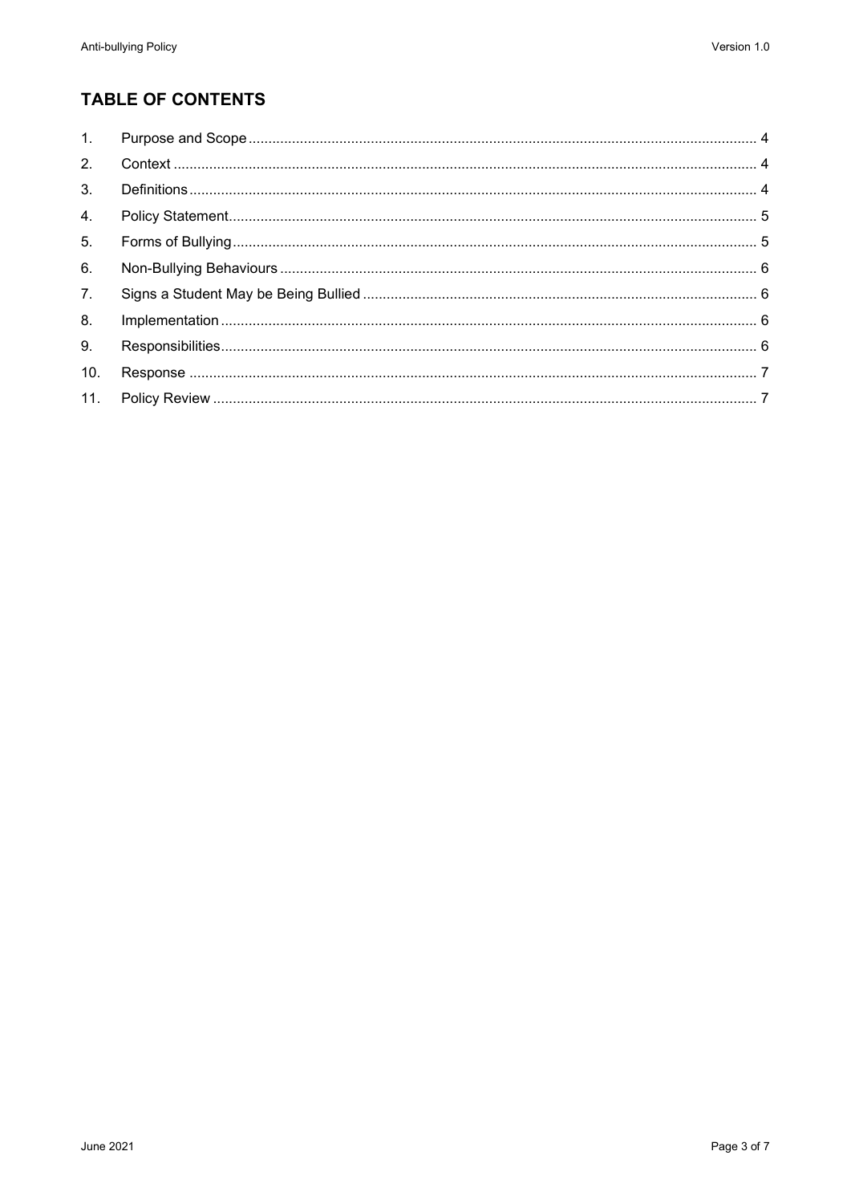## TABLE OF CONTENTS

1. Purpose and Scope ........ 4
2. Context ........ 4
3. Definitions ........ 4
4. Policy Statement ........ 5
5. Forms of Bullying ........ 5
6. Non-Bullying Behaviours ........ 6
7. Signs a Student May be Being Bullied ........ 6
8. Implementation ........ 6
9. Responsibilities ........ 6
10. Response ........ 7
11. Policy Review ........ 7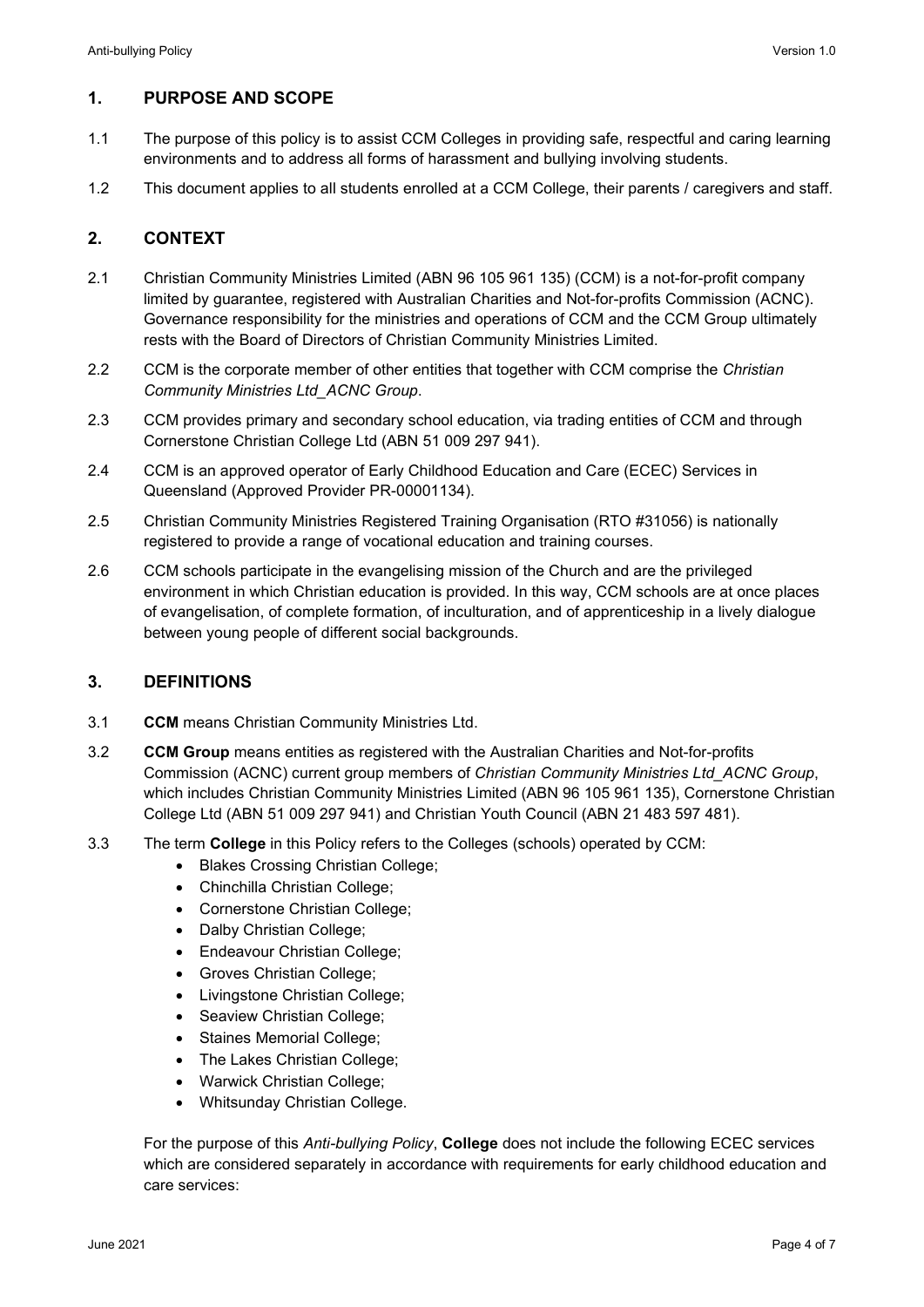## 1. PURPOSE AND SCOPE

1.1 The purpose of this policy is to assist CCM Colleges in providing safe, respectful and caring learning environments and to address all forms of harassment and bullying involving students.

1.2 This document applies to all students enrolled at a CCM College, their parents / caregivers and staff.

## 2. CONTEXT

2.1 Christian Community Ministries Limited (ABN 96 105 961 135) (CCM) is a not-for-profit company limited by guarantee, registered with Australian Charities and Not-for-profits Commission (ACNC). Governance responsibility for the ministries and operations of CCM and the CCM Group ultimately rests with the Board of Directors of Christian Community Ministries Limited.

2.2 CCM is the corporate member of other entities that together with CCM comprise the *Christian Community Ministries Ltd_ACNC Group*.

2.3 CCM provides primary and secondary school education, via trading entities of CCM and through Cornerstone Christian College Ltd (ABN 51 009 297 941).

2.4 CCM is an approved operator of Early Childhood Education and Care (ECEC) Services in Queensland (Approved Provider PR-00001134).

2.5 Christian Community Ministries Registered Training Organisation (RTO #31056) is nationally registered to provide a range of vocational education and training courses.

2.6 CCM schools participate in the evangelising mission of the Church and are the privileged environment in which Christian education is provided. In this way, CCM schools are at once places of evangelisation, of complete formation, of inculturation, and of apprenticeship in a lively dialogue between young people of different social backgrounds.

## 3. DEFINITIONS

3.1 **CCM** means Christian Community Ministries Ltd.

3.2 **CCM Group** means entities as registered with the Australian Charities and Not-for-profits Commission (ACNC) current group members of *Christian Community Ministries Ltd_ACNC Group*, which includes Christian Community Ministries Limited (ABN 96 105 961 135), Cornerstone Christian College Ltd (ABN 51 009 297 941) and Christian Youth Council (ABN 21 483 597 481).

3.3 The term **College** in this Policy refers to the Colleges (schools) operated by CCM:

- Blakes Crossing Christian College;
- Chinchilla Christian College;
- Cornerstone Christian College;
- Dalby Christian College;
- Endeavour Christian College;
- Groves Christian College;
- Livingstone Christian College;
- Seaview Christian College;
- Staines Memorial College;
- The Lakes Christian College;
- Warwick Christian College;
- Whitsunday Christian College.

For the purpose of this *Anti-bullying Policy*, **College** does not include the following ECEC services which are considered separately in accordance with requirements for early childhood education and care services: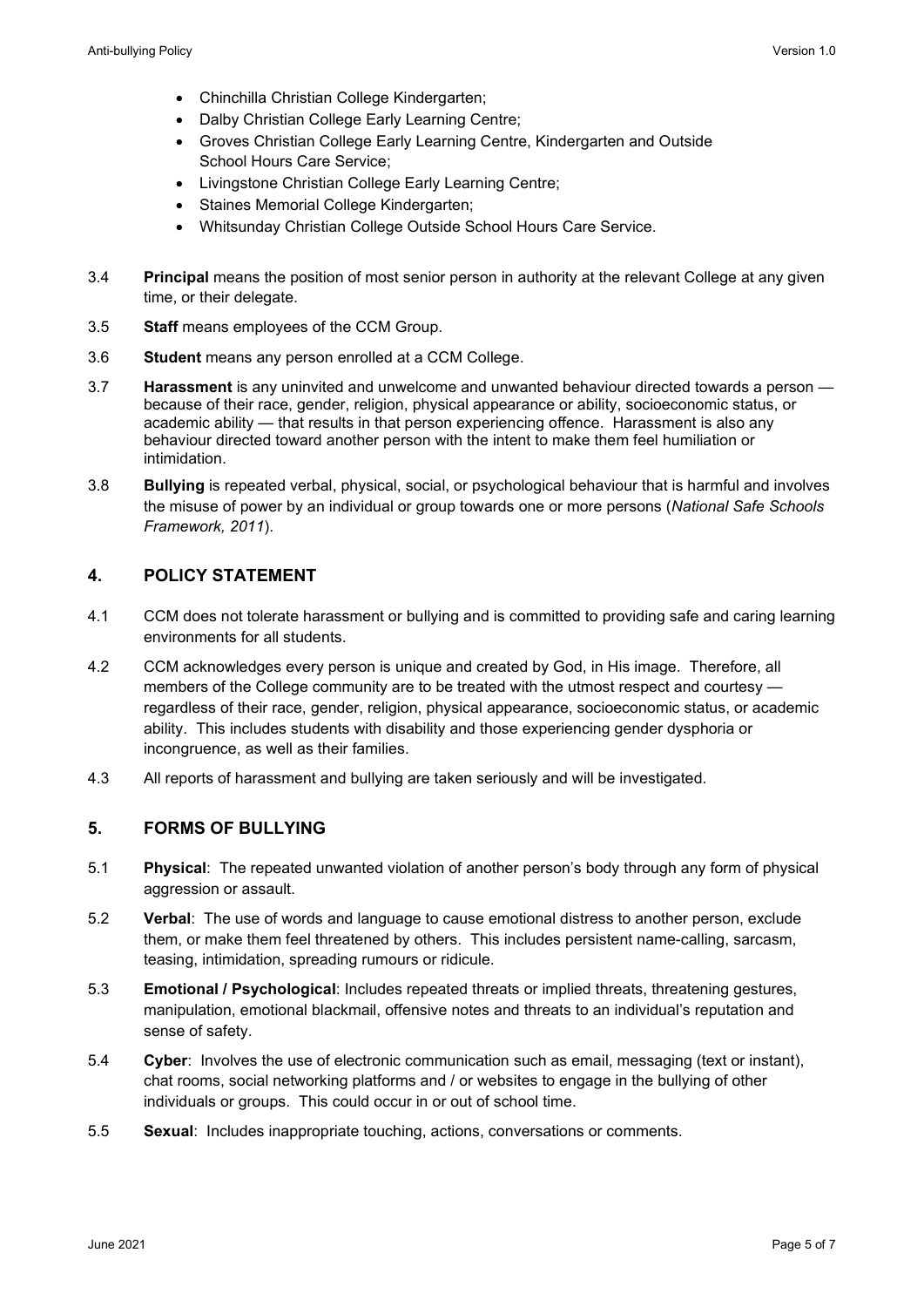- Chinchilla Christian College Kindergarten;
- Dalby Christian College Early Learning Centre;
- Groves Christian College Early Learning Centre, Kindergarten and Outside School Hours Care Service;
- Livingstone Christian College Early Learning Centre;
- Staines Memorial College Kindergarten;
- Whitsunday Christian College Outside School Hours Care Service.

3.4 **Principal** means the position of most senior person in authority at the relevant College at any given time, or their delegate.

3.5 **Staff** means employees of the CCM Group.

3.6 **Student** means any person enrolled at a CCM College.

3.7 **Harassment** is any uninvited and unwelcome and unwanted behaviour directed towards a person — because of their race, gender, religion, physical appearance or ability, socioeconomic status, or academic ability — that results in that person experiencing offence. Harassment is also any behaviour directed toward another person with the intent to make them feel humiliation or intimidation.

3.8 **Bullying** is repeated verbal, physical, social, or psychological behaviour that is harmful and involves the misuse of power by an individual or group towards one or more persons (*National Safe Schools Framework, 2011*).

## 4. POLICY STATEMENT

4.1 CCM does not tolerate harassment or bullying and is committed to providing safe and caring learning environments for all students.

4.2 CCM acknowledges every person is unique and created by God, in His image. Therefore, all members of the College community are to be treated with the utmost respect and courtesy — regardless of their race, gender, religion, physical appearance, socioeconomic status, or academic ability. This includes students with disability and those experiencing gender dysphoria or incongruence, as well as their families.

4.3 All reports of harassment and bullying are taken seriously and will be investigated.

## 5. FORMS OF BULLYING

5.1 **Physical**: The repeated unwanted violation of another person's body through any form of physical aggression or assault.

5.2 **Verbal**: The use of words and language to cause emotional distress to another person, exclude them, or make them feel threatened by others. This includes persistent name-calling, sarcasm, teasing, intimidation, spreading rumours or ridicule.

5.3 **Emotional / Psychological**: Includes repeated threats or implied threats, threatening gestures, manipulation, emotional blackmail, offensive notes and threats to an individual's reputation and sense of safety.

5.4 **Cyber**: Involves the use of electronic communication such as email, messaging (text or instant), chat rooms, social networking platforms and / or websites to engage in the bullying of other individuals or groups. This could occur in or out of school time.

5.5 **Sexual**: Includes inappropriate touching, actions, conversations or comments.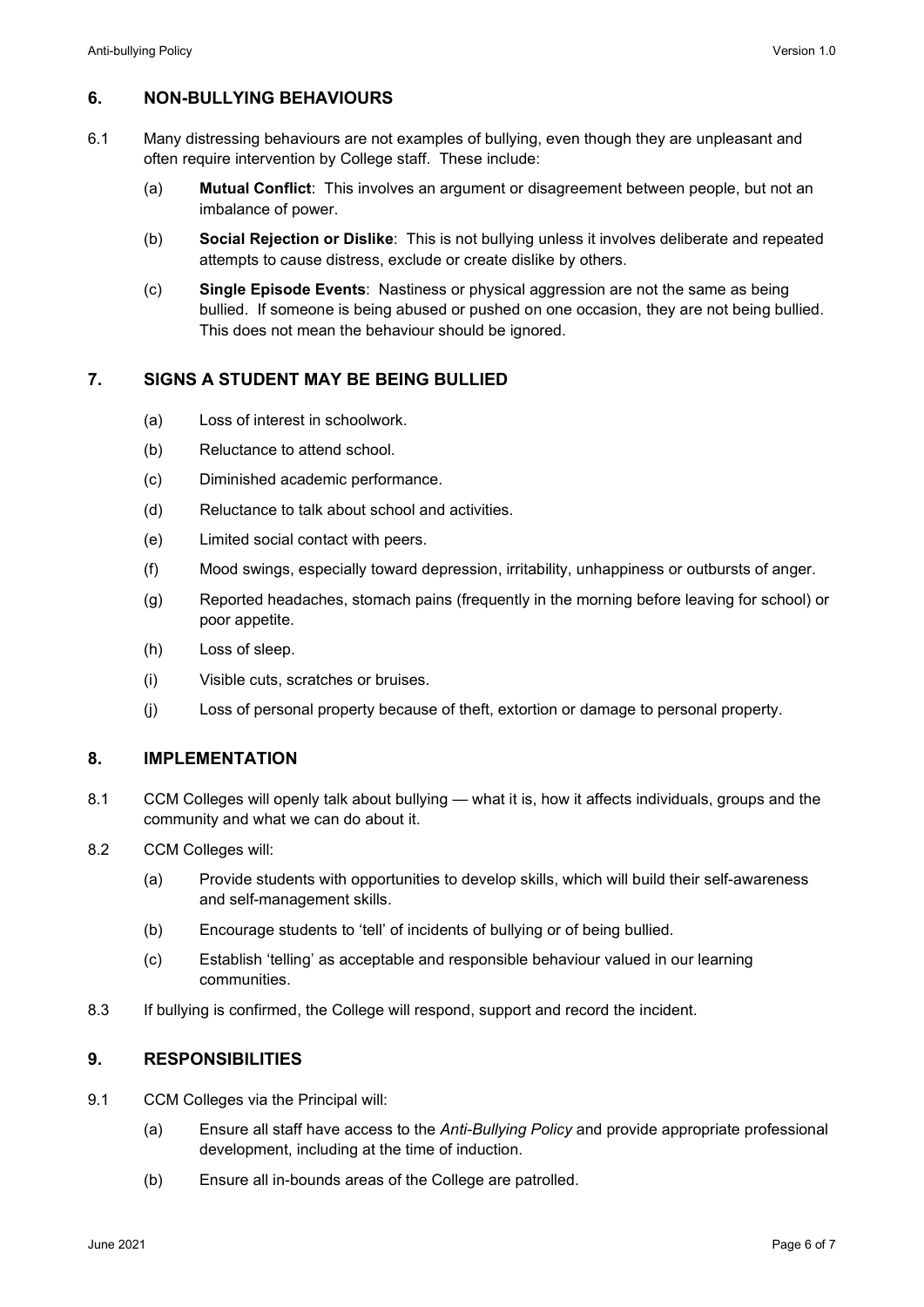## 6. NON-BULLYING BEHAVIOURS

6.1 Many distressing behaviours are not examples of bullying, even though they are unpleasant and often require intervention by College staff. These include:

(a) **Mutual Conflict**: This involves an argument or disagreement between people, but not an imbalance of power.

(b) **Social Rejection or Dislike**: This is not bullying unless it involves deliberate and repeated attempts to cause distress, exclude or create dislike by others.

(c) **Single Episode Events**: Nastiness or physical aggression are not the same as being bullied. If someone is being abused or pushed on one occasion, they are not being bullied. This does not mean the behaviour should be ignored.

## 7. SIGNS A STUDENT MAY BE BEING BULLIED

(a) Loss of interest in schoolwork.

(b) Reluctance to attend school.

(c) Diminished academic performance.

(d) Reluctance to talk about school and activities.

(e) Limited social contact with peers.

(f) Mood swings, especially toward depression, irritability, unhappiness or outbursts of anger.

(g) Reported headaches, stomach pains (frequently in the morning before leaving for school) or poor appetite.

(h) Loss of sleep.

(i) Visible cuts, scratches or bruises.

(j) Loss of personal property because of theft, extortion or damage to personal property.

## 8. IMPLEMENTATION

8.1 CCM Colleges will openly talk about bullying — what it is, how it affects individuals, groups and the community and what we can do about it.

8.2 CCM Colleges will:

(a) Provide students with opportunities to develop skills, which will build their self-awareness and self-management skills.

(b) Encourage students to 'tell' of incidents of bullying or of being bullied.

(c) Establish 'telling' as acceptable and responsible behaviour valued in our learning communities.

8.3 If bullying is confirmed, the College will respond, support and record the incident.

## 9. RESPONSIBILITIES

9.1 CCM Colleges via the Principal will:

(a) Ensure all staff have access to the *Anti-Bullying Policy* and provide appropriate professional development, including at the time of induction.

(b) Ensure all in-bounds areas of the College are patrolled.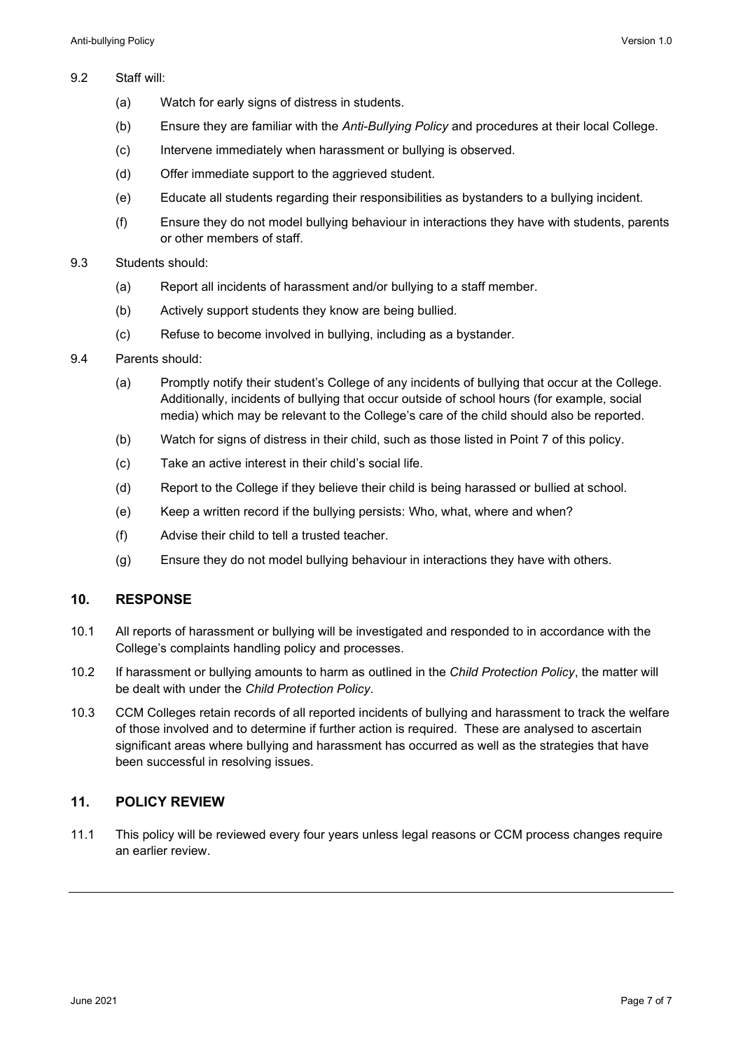9.2 Staff will:

- (a) Watch for early signs of distress in students.
- (b) Ensure they are familiar with the *Anti-Bullying Policy* and procedures at their local College.
- (c) Intervene immediately when harassment or bullying is observed.
- (d) Offer immediate support to the aggrieved student.
- (e) Educate all students regarding their responsibilities as bystanders to a bullying incident.
- (f) Ensure they do not model bullying behaviour in interactions they have with students, parents or other members of staff.

9.3 Students should:

- (a) Report all incidents of harassment and/or bullying to a staff member.
- (b) Actively support students they know are being bullied.
- (c) Refuse to become involved in bullying, including as a bystander.

9.4 Parents should:

- (a) Promptly notify their student's College of any incidents of bullying that occur at the College. Additionally, incidents of bullying that occur outside of school hours (for example, social media) which may be relevant to the College's care of the child should also be reported.
- (b) Watch for signs of distress in their child, such as those listed in Point 7 of this policy.
- (c) Take an active interest in their child's social life.
- (d) Report to the College if they believe their child is being harassed or bullied at school.
- (e) Keep a written record if the bullying persists: Who, what, where and when?
- (f) Advise their child to tell a trusted teacher.
- (g) Ensure they do not model bullying behaviour in interactions they have with others.

## 10. RESPONSE

10.1 All reports of harassment or bullying will be investigated and responded to in accordance with the College's complaints handling policy and processes.

10.2 If harassment or bullying amounts to harm as outlined in the *Child Protection Policy*, the matter will be dealt with under the *Child Protection Policy*.

10.3 CCM Colleges retain records of all reported incidents of bullying and harassment to track the welfare of those involved and to determine if further action is required. These are analysed to ascertain significant areas where bullying and harassment has occurred as well as the strategies that have been successful in resolving issues.

## 11. POLICY REVIEW

11.1 This policy will be reviewed every four years unless legal reasons or CCM process changes require an earlier review.